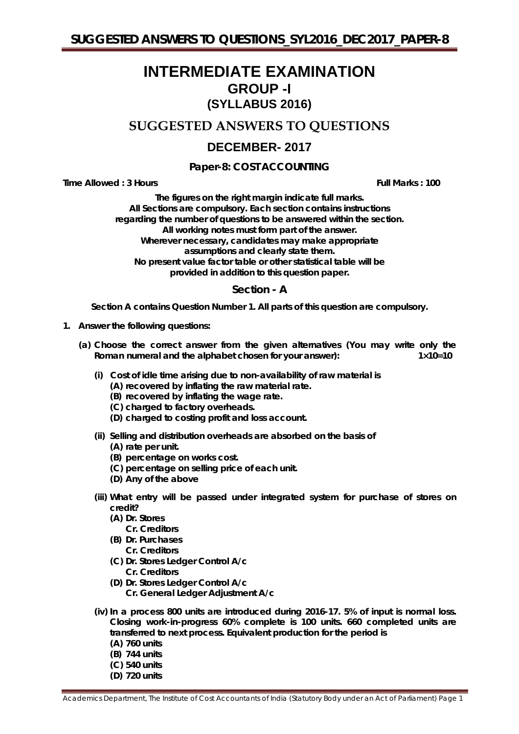# INTERMEDIATE EXAMINATION

## GROUP -I

## (SYLLABUS 2016)

## SUGGESTED ANSWERS TO QUESTIONS

## DECEMBER- 2017

### Paper-8: COST ACCOUNTING

**Time Allowed : 3 Hours** **Full Marks : 100**

**The figures on the right margin indicate full marks.**
**All Sections are compulsory. Each section contains instructions regarding the number of questions to be answered within the section.**
**All working notes must form part of the answer.**
**Wherever necessary, candidates may make appropriate assumptions and clearly state them.**
**No present value factor table or other statistical table will be provided in addition to this question paper.**

### Section - A

**Section A contains Question Number 1. All parts of this question are compulsory.**

**1. Answer the following questions:**

**(a) Choose the correct answer from the given alternatives (You may write only the Roman numeral and the alphabet chosen for your answer):** **1×10=10**

**(i) Cost of idle time arising due to non-availability of raw material is**
- **(A) recovered by inflating the raw material rate.**
- **(B) recovered by inflating the wage rate.**
- **(C) charged to factory overheads.**
- **(D) charged to costing profit and loss account.**

**(ii) Selling and distribution overheads are absorbed on the basis of**
- **(A) rate per unit.**
- **(B) percentage on works cost.**
- **(C) percentage on selling price of each unit.**
- **(D) Any of the above**

**(iii) What entry will be passed under integrated system for purchase of stores on credit?**
- **(A) Dr. Stores**
  **Cr. Creditors**
- **(B) Dr. Purchases**
  **Cr. Creditors**
- **(C) Dr. Stores Ledger Control A/c**
  **Cr. Creditors**
- **(D) Dr. Stores Ledger Control A/c**
  **Cr. General Ledger Adjustment A/c**

**(iv) In a process 800 units are introduced during 2016-17. 5% of input is normal loss. Closing work-in-progress 60% complete is 100 units. 660 completed units are transferred to next process. Equivalent production for the period is**
- **(A) 760 units**
- **(B) 744 units**
- **(C) 540 units**
- **(D) 720 units**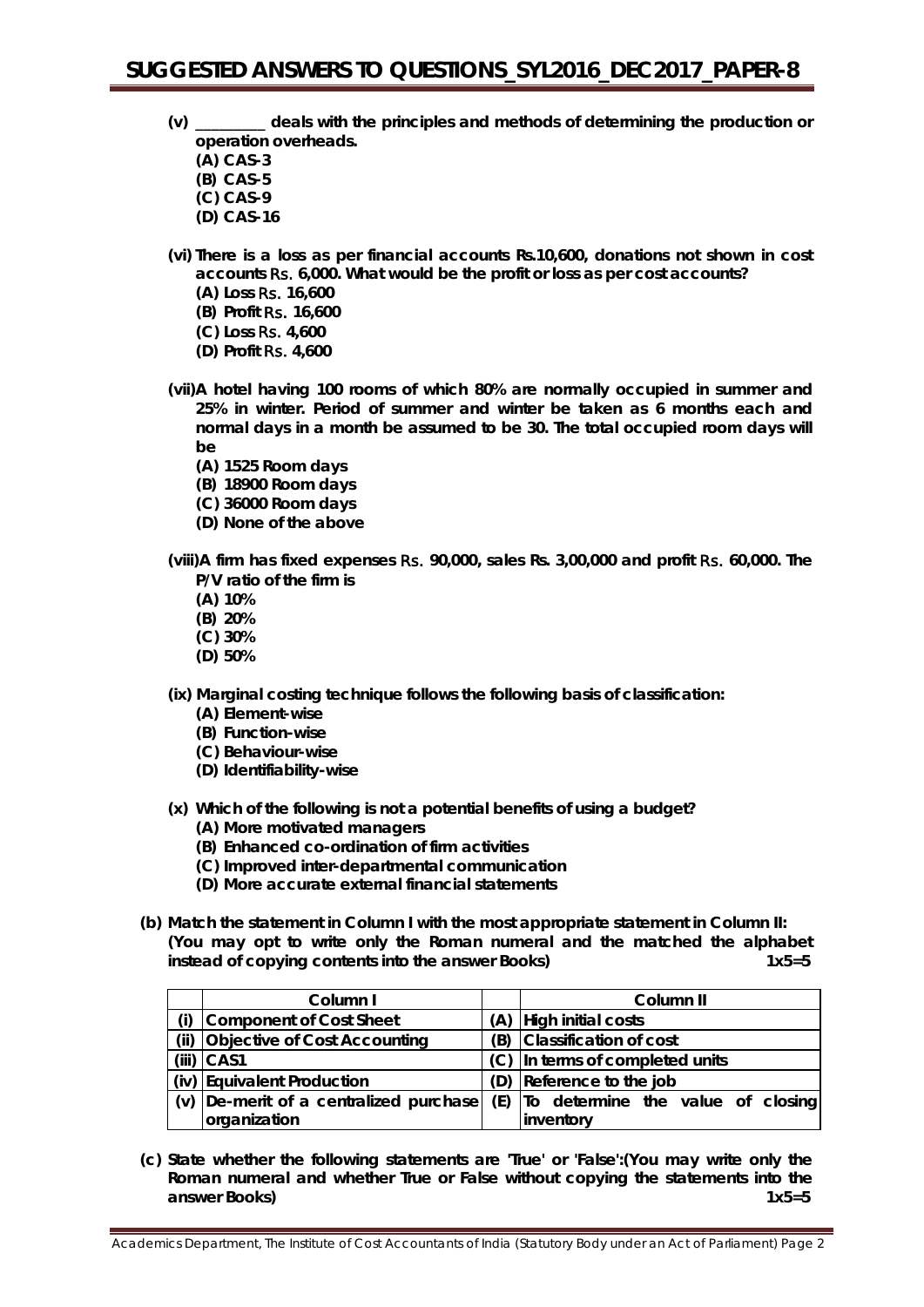(v) _________ deals with the principles and methods of determining the production or operation overheads.

(A) CAS-3
(B) CAS-5
(C) CAS-9
(D) CAS-16

(vi) There is a loss as per financial accounts Rs.10,600, donations not shown in cost accounts Rs. 6,000. What would be the profit or loss as per cost accounts?

(A) Loss Rs. 16,600
(B) Profit Rs. 16,600
(C) Loss Rs. 4,600
(D) Profit Rs. 4,600

(vii) A hotel having 100 rooms of which 80% are normally occupied in summer and 25% in winter. Period of summer and winter be taken as 6 months each and normal days in a month be assumed to be 30. The total occupied room days will be

(A) 1525 Room days
(B) 18900 Room days
(C) 36000 Room days
(D) None of the above

(viii) A firm has fixed expenses Rs. 90,000, sales Rs. 3,00,000 and profit Rs. 60,000. The P/V ratio of the firm is

(A) 10%
(B) 20%
(C) 30%
(D) 50%

(ix) Marginal costing technique follows the following basis of classification:

(A) Element-wise
(B) Function-wise
(C) Behaviour-wise
(D) Identifiability-wise

(x) Which of the following is not a potential benefits of using a budget?

(A) More motivated managers
(B) Enhanced co-ordination of firm activities
(C) Improved inter-departmental communication
(D) More accurate external financial statements

**(b) Match the statement in Column I with the most appropriate statement in Column II: (You may opt to write only the Roman numeral and the matched the alphabet instead of copying contents into the answer Books)** **1x5=5**

| | Column I | | Column II |
|---|---|---|---|
| (i) | Component of Cost Sheet | (A) | High initial costs |
| (ii) | Objective of Cost Accounting | (B) | Classification of cost |
| (iii) | CAS1 | (C) | In terms of completed units |
| (iv) | Equivalent Production | (D) | Reference to the job |
| (v) | De-merit of a centralized purchase organization | (E) | To determine the value of closing inventory |

**(c) State whether the following statements are 'True' or 'False':(You may write only the Roman numeral and whether True or False without copying the statements into the answer Books)** **1x5=5**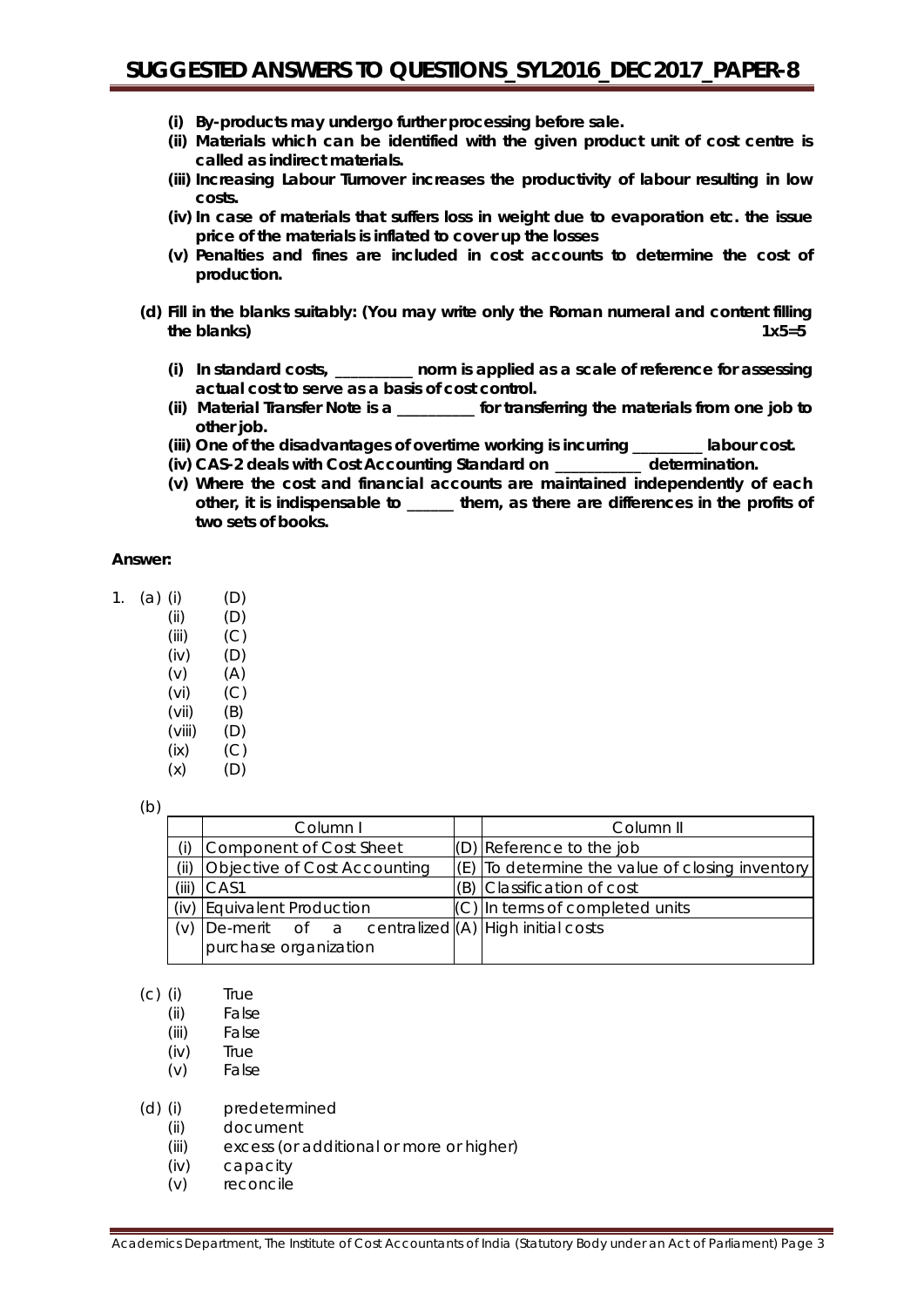**(i) By-products may undergo further processing before sale.**

**(ii) Materials which can be identified with the given product unit of cost centre is called as indirect materials.**

**(iii) Increasing Labour Turnover increases the productivity of labour resulting in low costs.**

**(iv) In case of materials that suffers loss in weight due to evaporation etc. the issue price of the materials is inflated to cover up the losses**

**(v) Penalties and fines are included in cost accounts to determine the cost of production.**

**(d) Fill in the blanks suitably: (You may write only the Roman numeral and content filling the blanks) 1x5=5**

**(i) In standard costs, __________ norm is applied as a scale of reference for assessing actual cost to serve as a basis of cost control.**

**(ii) Material Transfer Note is a __________ for transferring the materials from one job to other job.**

**(iii) One of the disadvantages of overtime working is incurring _________ labour cost.**

**(iv) CAS-2 deals with Cost Accounting Standard on ___________ determination.**

**(v) Where the cost and financial accounts are maintained independently of each other, it is indispensable to ______ them, as there are differences in the profits of two sets of books.**

**Answer:**

1. (a)
   - (i) (D)
   - (ii) (D)
   - (iii) (C)
   - (iv) (D)
   - (v) (A)
   - (vi) (C)
   - (vii) (B)
   - (viii) (D)
   - (ix) (C)
   - (x) (D)

(b)

| | Column I | | Column II |
|---|---|---|---|
| (i) | Component of Cost Sheet | (D) | Reference to the job |
| (ii) | Objective of Cost Accounting | (E) | To determine the value of closing inventory |
| (iii) | CAS1 | (B) | Classification of cost |
| (iv) | Equivalent Production | (C) | In terms of completed units |
| (v) | De-merit of a centralized purchase organization | (A) | High initial costs |

(c)
- (i) True
- (ii) False
- (iii) False
- (iv) True
- (v) False

(d)
- (i) predetermined
- (ii) document
- (iii) excess (or additional or more or higher)
- (iv) capacity
- (v) reconcile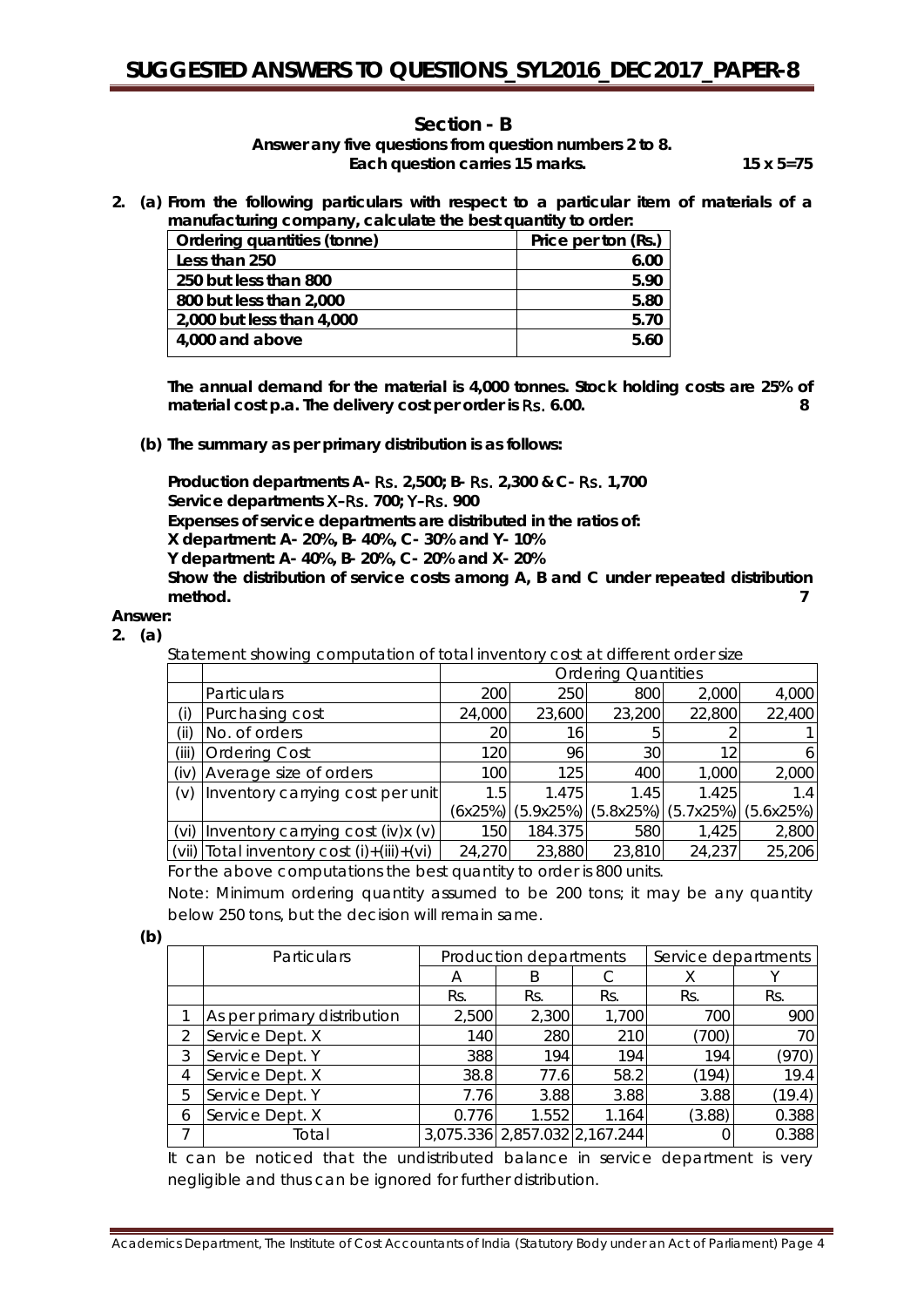## Section - B

**Answer any five questions from question numbers 2 to 8.**
**Each question carries 15 marks.** **15 x 5=75**

**2. (a) From the following particulars with respect to a particular item of materials of a manufacturing company, calculate the best quantity to order:**

| Ordering quantities (tonne) | Price per ton (Rs.) |
|---|---|
| Less than 250 | 6.00 |
| 250 but less than 800 | 5.90 |
| 800 but less than 2,000 | 5.80 |
| 2,000 but less than 4,000 | 5.70 |
| 4,000 and above | 5.60 |

**The annual demand for the material is 4,000 tonnes. Stock holding costs are 25% of material cost p.a. The delivery cost per order is Rs. 6.00.** **8**

**(b) The summary as per primary distribution is as follows:**

**Production departments A- Rs. 2,500; B- Rs. 2,300 & C- Rs. 1,700**
**Service departments X–Rs. 700; Y–Rs. 900**
**Expenses of service departments are distributed in the ratios of:**
**X department: A- 20%, B- 40%, C- 30% and Y- 10%**
**Y department: A- 40%, B- 20%, C- 20% and X- 20%**
**Show the distribution of service costs among A, B and C under repeated distribution method.** **7**

**Answer:**

**2. (a)**

Statement showing computation of total inventory cost at different order size

| | Particulars | Ordering Quantities | | | | |
|---|---|---|---|---|---|---|
| | | 200 | 250 | 800 | 2,000 | 4,000 |
| (i) | Purchasing cost | 24,000 | 23,600 | 23,200 | 22,800 | 22,400 |
| (ii) | No. of orders | 20 | 16 | 5 | 2 | 1 |
| (iii) | Ordering Cost | 120 | 96 | 30 | 12 | 6 |
| (iv) | Average size of orders | 100 | 125 | 400 | 1,000 | 2,000 |
| (v) | Inventory carrying cost per unit | 1.5 (6x25%) | 1.475 (5.9x25%) | 1.45 (5.8x25%) | 1.425 (5.7x25%) | 1.4 (5.6x25%) |
| (vi) | Inventory carrying cost (iv)x (v) | 150 | 184.375 | 580 | 1,425 | 2,800 |
| (vii) | Total inventory cost (i)+(iii)+(vi) | 24,270 | 23,880 | 23,810 | 24,237 | 25,206 |

For the above computations the best quantity to order is 800 units.

Note: Minimum ordering quantity assumed to be 200 tons; it may be any quantity below 250 tons, but the decision will remain same.

**(b)**

| | Particulars | Production departments | | | Service departments | |
|---|---|---|---|---|---|---|
| | | A | B | C | X | Y |
| | | Rs. | Rs. | Rs. | Rs. | Rs. |
| 1 | As per primary distribution | 2,500 | 2,300 | 1,700 | 700 | 900 |
| 2 | Service Dept. X | 140 | 280 | 210 | (700) | 70 |
| 3 | Service Dept. Y | 388 | 194 | 194 | 194 | (970) |
| 4 | Service Dept. X | 38.8 | 77.6 | 58.2 | (194) | 19.4 |
| 5 | Service Dept. Y | 7.76 | 3.88 | 3.88 | 3.88 | (19.4) |
| 6 | Service Dept. X | 0.776 | 1.552 | 1.164 | (3.88) | 0.388 |
| 7 | Total | 3,075.336 | 2,857.032 | 2,167.244 | 0 | 0.388 |

It can be noticed that the undistributed balance in service department is very negligible and thus can be ignored for further distribution.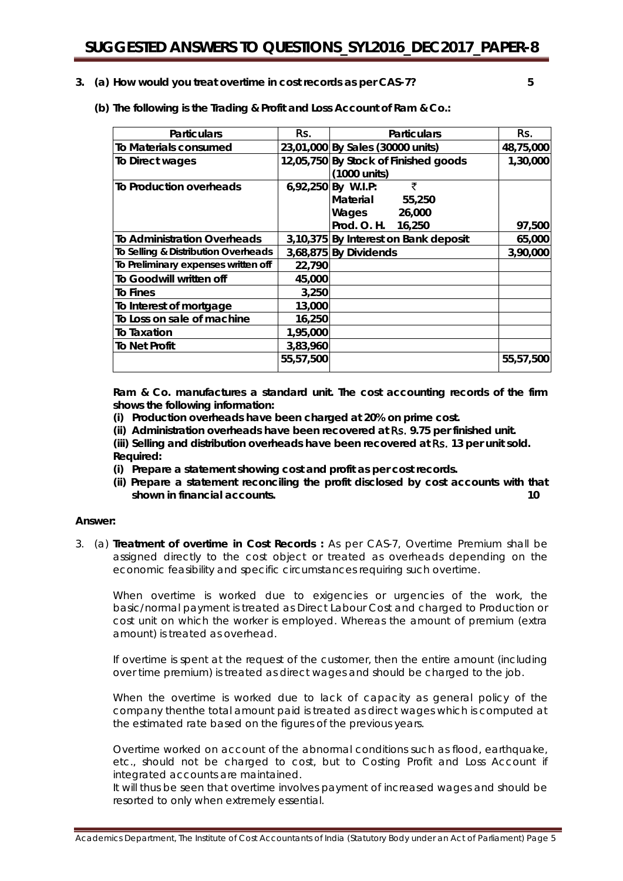**3. (a) How would you treat overtime in cost records as per CAS-7? 5**

**(b) The following is the Trading & Profit and Loss Account of Ram & Co.:**

| Particulars | Rs. | Particulars | Rs. |
|---|---|---|---|
| To Materials consumed | 23,01,000 | By Sales (30000 units) | 48,75,000 |
| To Direct wages | 12,05,750 | By Stock of Finished goods (1000 units) | 1,30,000 |
| To Production overheads | 6,92,250 | By W.I.P: ₹<br>Material 55,250<br>Wages 26,000<br>Prod. O. H. 16,250 | 97,500 |
| To Administration Overheads | 3,10,375 | By Interest on Bank deposit | 65,000 |
| To Selling & Distribution Overheads | 3,68,875 | By Dividends | 3,90,000 |
| To Preliminary expenses written off | 22,790 | | |
| To Goodwill written off | 45,000 | | |
| To Fines | 3,250 | | |
| To Interest of mortgage | 13,000 | | |
| To Loss on sale of machine | 16,250 | | |
| To Taxation | 1,95,000 | | |
| To Net Profit | 3,83,960 | | |
| | 55,57,500 | | 55,57,500 |

**Ram & Co. manufactures a standard unit. The cost accounting records of the firm shows the following information:**

**(i) Production overheads have been charged at 20% on prime cost.**

**(ii) Administration overheads have been recovered at Rs. 9.75 per finished unit.**

**(iii) Selling and distribution overheads have been recovered at Rs. 13 per unit sold.**

**Required:**

**(i) Prepare a statement showing cost and profit as per cost records.**

**(ii) Prepare a statement reconciling the profit disclosed by cost accounts with that shown in financial accounts. 10**

**Answer:**

3. (a) **Treatment of overtime in Cost Records :** As per CAS-7, Overtime Premium shall be assigned directly to the cost object or treated as overheads depending on the economic feasibility and specific circumstances requiring such overtime.

When overtime is worked due to exigencies or urgencies of the work, the basic/normal payment is treated as Direct Labour Cost and charged to Production or cost unit on which the worker is employed. Whereas the amount of premium (extra amount) is treated as overhead.

If overtime is spent at the request of the customer, then the entire amount (including over time premium) is treated as direct wages and should be charged to the job.

When the overtime is worked due to lack of capacity as general policy of the company thenthe total amount paid is treated as direct wages which is computed at the estimated rate based on the figures of the previous years.

Overtime worked on account of the abnormal conditions such as flood, earthquake, etc., should not be charged to cost, but to Costing Profit and Loss Account if integrated accounts are maintained.

It will thus be seen that overtime involves payment of increased wages and should be resorted to only when extremely essential.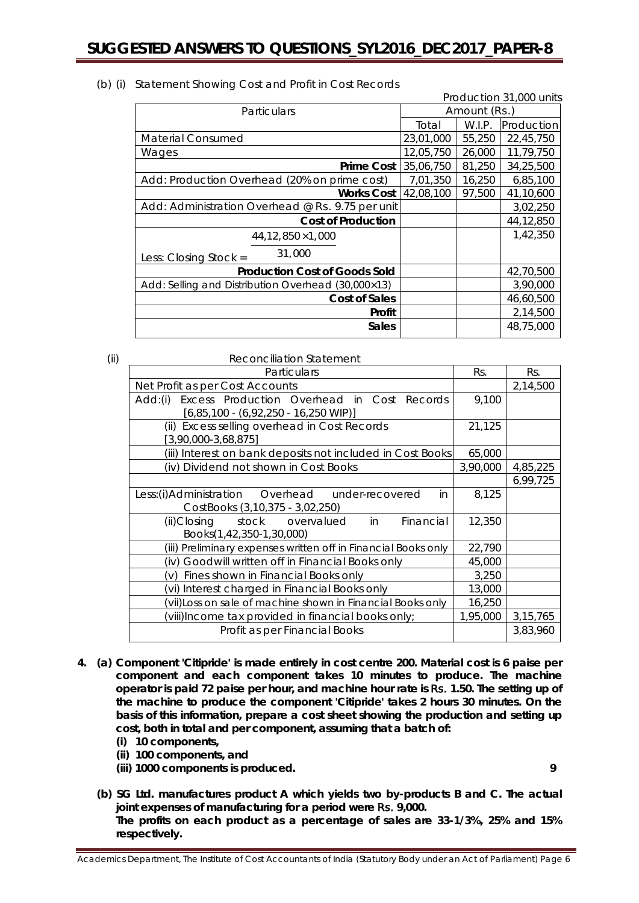(b) (i) Statement Showing Cost and Profit in Cost Records

Production 31,000 units

| Particulars | Amount (Rs.) | | |
|---|---|---|---|
| | Total | W.I.P. | Production |
| Material Consumed | 23,01,000 | 55,250 | 22,45,750 |
| Wages | 12,05,750 | 26,000 | 11,79,750 |
| **Prime Cost** | 35,06,750 | 81,250 | 34,25,500 |
| Add: Production Overhead (20% on prime cost) | 7,01,350 | 16,250 | 6,85,100 |
| **Works Cost** | 42,08,100 | 97,500 | 41,10,600 |
| Add: Administration Overhead @ Rs. 9.75 per unit | | | 3,02,250 |
| **Cost of Production** | | | 44,12,850 |
| Less: Closing Stock = $\frac{44,12,850 \times 1,000}{31,000}$ | | | 1,42,350 |
| **Production Cost of Goods Sold** | | | 42,70,500 |
| Add: Selling and Distribution Overhead (30,000×13) | | | 3,90,000 |
| **Cost of Sales** | | | 46,60,500 |
| **Profit** | | | 2,14,500 |
| **Sales** | | | 48,75,000 |

(ii) Reconciliation Statement

| Particulars | Rs. | Rs. |
|---|---|---|
| Net Profit as per Cost Accounts | | 2,14,500 |
| Add:(i) Excess Production Overhead in Cost Records [6,85,100 - (6,92,250 - 16,250 WIP)] | 9,100 | |
| (ii) Excess selling overhead in Cost Records [3,90,000-3,68,875] | 21,125 | |
| (iii) Interest on bank deposits not included in Cost Books | 65,000 | |
| (iv) Dividend not shown in Cost Books | 3,90,000 | 4,85,225 |
| | | 6,99,725 |
| Less:(i)Administration Overhead under-recovered in CostBooks (3,10,375 - 3,02,250) | 8,125 | |
| (ii)Closing stock overvalued in Financial Books(1,42,350-1,30,000) | 12,350 | |
| (iii) Preliminary expenses written off in Financial Books only | 22,790 | |
| (iv) Goodwill written off in Financial Books only | 45,000 | |
| (v) Fines shown in Financial Books only | 3,250 | |
| (vi) Interest charged in Financial Books only | 13,000 | |
| (vii)Loss on sale of machine shown in Financial Books only | 16,250 | |
| (viii)Income tax provided in financial books only; | 1,95,000 | 3,15,765 |
| Profit as per Financial Books | | 3,83,960 |

**4. (a) Component 'Citipride' is made entirely in cost centre 200. Material cost is 6 paise per component and each component takes 10 minutes to produce. The machine operator is paid 72 paise per hour, and machine hour rate is Rs. 1.50. The setting up of the machine to produce the component 'Citipride' takes 2 hours 30 minutes. On the basis of this information, prepare a cost sheet showing the production and setting up cost, both in total and per component, assuming that a batch of:**

**(i) 10 components,**

**(ii) 100 components, and**

**(iii) 1000 components is produced.** **9**

**(b) SG Ltd. manufactures product A which yields two by-products B and C. The actual joint expenses of manufacturing for a period were Rs. 9,000.**

**The profits on each product as a percentage of sales are 33-1/3%, 25% and 15% respectively.**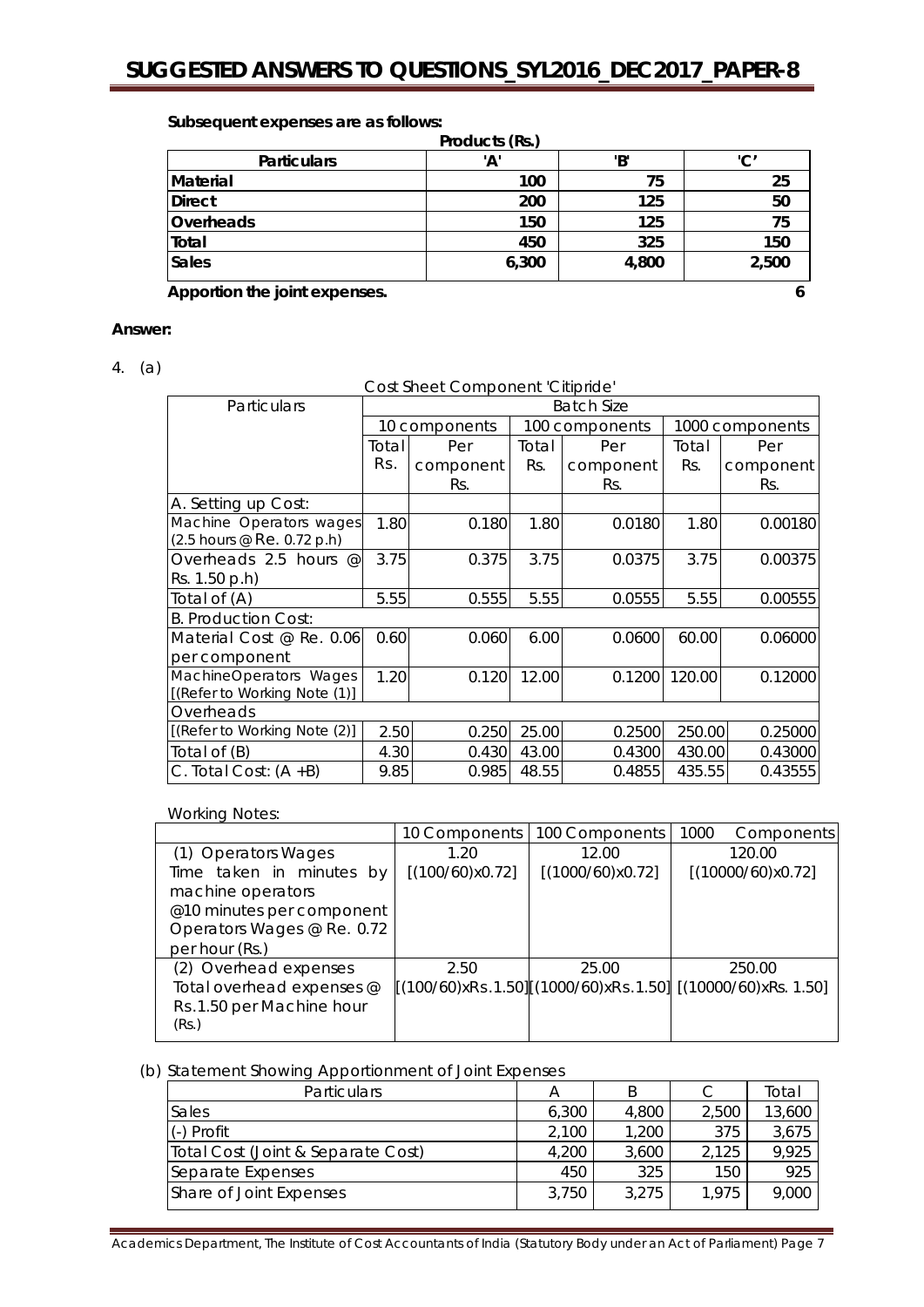**Subsequent expenses are as follows:**

| Particulars | Products (Rs.) 'A' | 'B' | 'C' |
|---|---|---|---|
| Material | 100 | 75 | 25 |
| Direct | 200 | 125 | 50 |
| Overheads | 150 | 125 | 75 |
| Total | 450 | 325 | 150 |
| Sales | 6,300 | 4,800 | 2,500 |

**Apprortion the joint expenses.** **6**

**Answer:**

4. (a)

Cost Sheet Component 'Citipride'

| Particulars | Batch Size | | | | | |
|---|---|---|---|---|---|---|
| | 10 components | | 100 components | | 1000 components | |
| | Total Rs. | Per component Rs. | Total Rs. | Per component Rs. | Total Rs. | Per component Rs. |
| A. Setting up Cost: | | | | | | |
| Machine Operators wages (2.5 hours @ Re. 0.72 p.h) | 1.80 | 0.180 | 1.80 | 0.0180 | 1.80 | 0.00180 |
| Overheads 2.5 hours @ Rs. 1.50 p.h) | 3.75 | 0.375 | 3.75 | 0.0375 | 3.75 | 0.00375 |
| Total of (A) | 5.55 | 0.555 | 5.55 | 0.0555 | 5.55 | 0.00555 |
| B. Production Cost: | | | | | | |
| Material Cost @ Re. 0.06 per component | 0.60 | 0.060 | 6.00 | 0.0600 | 60.00 | 0.06000 |
| MachineOperators Wages [(Refer to Working Note (1)] | 1.20 | 0.120 | 12.00 | 0.1200 | 120.00 | 0.12000 |
| Overheads | | | | | | |
| [(Refer to Working Note (2)] | 2.50 | 0.250 | 25.00 | 0.2500 | 250.00 | 0.25000 |
| Total of (B) | 4.30 | 0.430 | 43.00 | 0.4300 | 430.00 | 0.43000 |
| C. Total Cost: (A +B) | 9.85 | 0.985 | 48.55 | 0.4855 | 435.55 | 0.43555 |

Working Notes:

| | 10 Components | 100 Components | 1000 Components |
|---|---|---|---|
| (1) Operators Wages<br>Time taken in minutes by machine operators @10 minutes per component Operators Wages @ Re. 0.72 per hour (Rs.) | 1.20<br>[(100/60)x0.72] | 12.00<br>[(1000/60)x0.72] | 120.00<br>[(10000/60)x0.72] |
| (2) Overhead expenses<br>Total overhead expenses @ Rs.1.50 per Machine hour (Rs.) | 2.50<br>[(100/60)xRs.1.50] | 25.00<br>[(1000/60)xRs.1.50] | 250.00<br>[(10000/60)xRs. 1.50] |

(b) Statement Showing Apportionment of Joint Expenses

| Particulars | A | B | C | Total |
|---|---|---|---|---|
| Sales | 6,300 | 4,800 | 2,500 | 13,600 |
| (-) Profit | 2,100 | 1,200 | 375 | 3,675 |
| Total Cost (Joint & Separate Cost) | 4,200 | 3,600 | 2,125 | 9,925 |
| Separate Expenses | 450 | 325 | 150 | 925 |
| Share of Joint Expenses | 3,750 | 3,275 | 1,975 | 9,000 |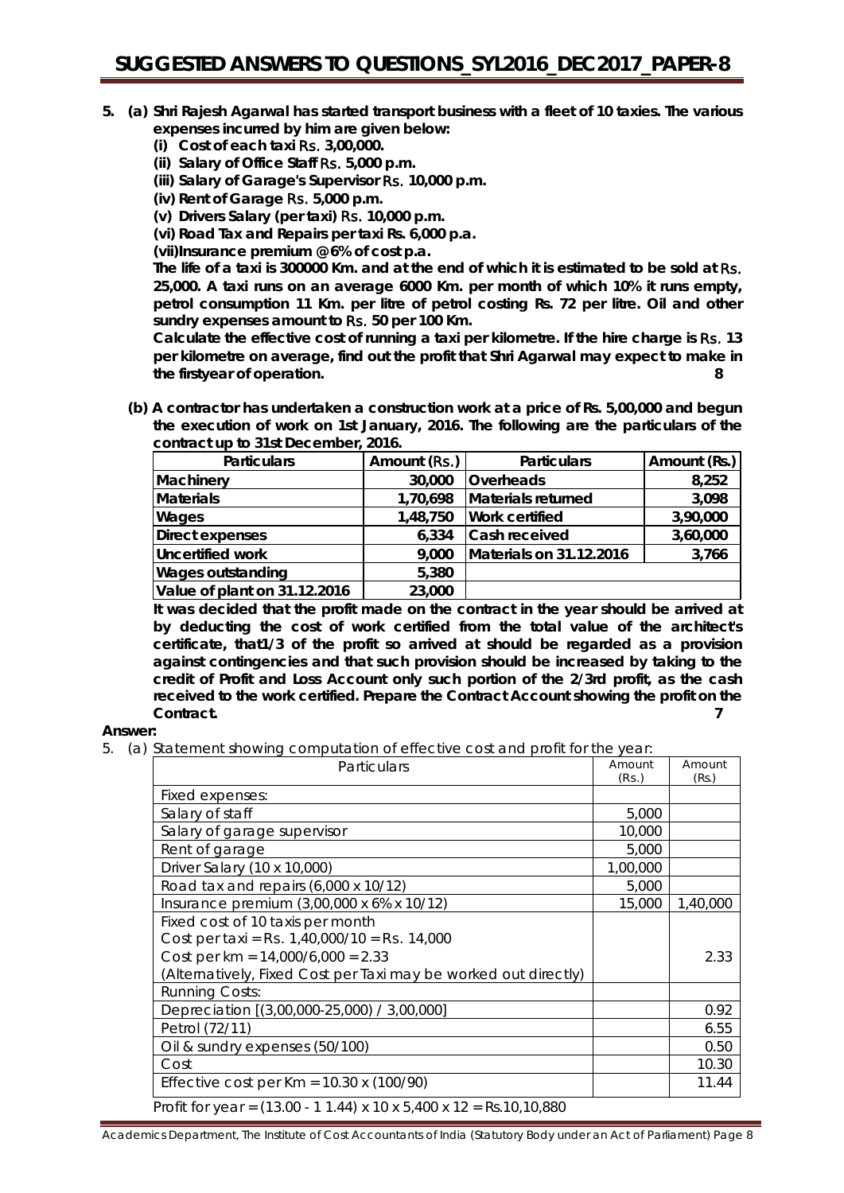**5. (a) Shri Rajesh Agarwal has started transport business with a fleet of 10 taxies. The various expenses incurred by him are given below:**

**(i) Cost of each taxi Rs. 3,00,000.**

**(ii) Salary of Office Staff Rs. 5,000 p.m.**

**(iii) Salary of Garage's Supervisor Rs. 10,000 p.m.**

**(iv) Rent of Garage Rs. 5,000 p.m.**

**(v) Drivers Salary (per taxi) Rs. 10,000 p.m.**

**(vi) Road Tax and Repairs per taxi Rs. 6,000 p.a.**

**(vii)Insurance premium @ 6% of cost p.a.**

**The life of a taxi is 300000 Km. and at the end of which it is estimated to be sold at Rs. 25,000. A taxi runs on an average 6000 Km. per month of which 10% it runs empty, petrol consumption 11 Km. per litre of petrol costing Rs. 72 per litre. Oil and other sundry expenses amount to Rs. 50 per 100 Km.**

**Calculate the effective cost of running a taxi per kilometre. If the hire charge is Rs. 13 per kilometre on average, find out the profit that Shri Agarwal may expect to make in the firstyear of operation.** **8**

**(b) A contractor has undertaken a construction work at a price of Rs. 5,00,000 and begun the execution of work on 1st January, 2016. The following are the particulars of the contract up to 31st December, 2016.**

| Particulars | Amount (Rs.) | Particulars | Amount (Rs.) |
|---|---|---|---|
| Machinery | 30,000 | Overheads | 8,252 |
| Materials | 1,70,698 | Materials returned | 3,098 |
| Wages | 1,48,750 | Work certified | 3,90,000 |
| Direct expenses | 6,334 | Cash received | 3,60,000 |
| Uncertified work | 9,000 | Materials on 31.12.2016 | 3,766 |
| Wages outstanding | 5,380 | | |
| Value of plant on 31.12.2016 | 23,000 | | |

**It was decided that the profit made on the contract in the year should be arrived at by deducting the cost of work certified from the total value of the architect's certificate, that1/3 of the profit so arrived at should be regarded as a provision against contingencies and that such provision should be increased by taking to the credit of Profit and Loss Account only such portion of the 2/3rd profit, as the cash received to the work certified. Prepare the Contract Account showing the profit on the Contract.** **7**

**Answer:**

5. (a) Statement showing computation of effective cost and profit for the year:

| Particulars | Amount (Rs.) | Amount (Rs.) |
|---|---|---|
| Fixed expenses: | | |
| Salary of staff | 5,000 | |
| Salary of garage supervisor | 10,000 | |
| Rent of garage | 5,000 | |
| Driver Salary (10 x 10,000) | 1,00,000 | |
| Road tax and repairs (6,000 x 10/12) | 5,000 | |
| Insurance premium (3,00,000 x 6% x 10/12) | 15,000 | 1,40,000 |
| Fixed cost of 10 taxis per month<br>Cost per taxi = Rs. 1,40,000/10 = Rs. 14,000<br>Cost per km = 14,000/6,000 = 2.33<br>(Alternatively, Fixed Cost per Taxi may be worked out directly) | | 2.33 |
| Running Costs: | | |
| Depreciation [(3,00,000-25,000) / 3,00,000] | | 0.92 |
| Petrol (72/11) | | 6.55 |
| Oil & sundry expenses (50/100) | | 0.50 |
| Cost | | 10.30 |
| Effective cost per Km = 10.30 x (100/90) | | 11.44 |

Profit for year = (13.00 - 1 1.44) x 10 x 5,400 x 12 = Rs.10,10,880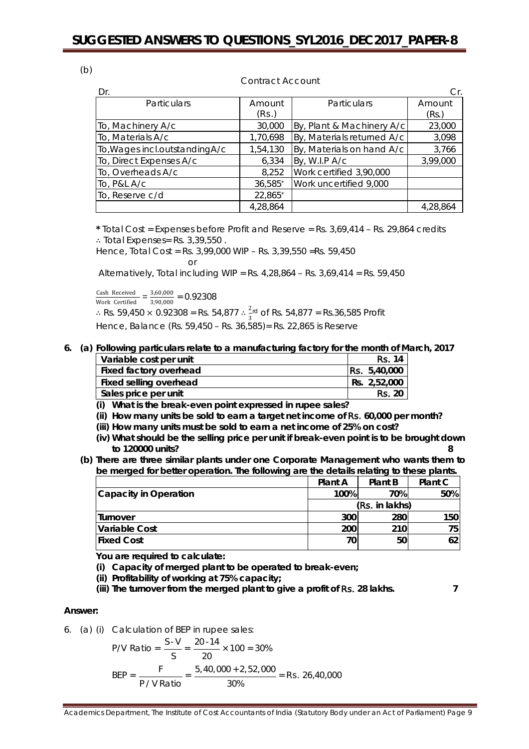(b)

Contract Account

| Dr. Particulars | Amount (Rs.) | Particulars | Cr. Amount (Rs.) |
|---|---|---|---|
| To, Machinery A/c | 30,000 | By, Plant & Machinery A/c | 23,000 |
| To, Materials A/c | 1,70,698 | By, Materials returned A/c | 3,098 |
| To,Wages incl.outstandingA/c | 1,54,130 | By, Materials on hand A/c | 3,766 |
| To, Direct Expenses A/c | 6,334 | By, W.I.P A/c | 3,99,000 |
| To, Overheads A/c | 8,252 | Work certified 3,90,000 | |
| To, P&L A/c | 36,585* | Work uncertified 9,000 | |
| To, Reserve c/d | 22,865* | | |
| | 4,28,864 | | 4,28,864 |

**\*** Total Cost = Expenses before Profit and Reserve = Rs. 3,69,414 – Rs. 29,864 credits

∴ Total Expenses= Rs. 3,39,550 .

Hence, Total Cost = Rs. 3,99,000 WIP – Rs. 3,39,550 =Rs. 59,450

or

Alternatively, Total including WIP = Rs. 4,28,864 – Rs. 3,69,414 = Rs. 59,450

$\frac{\text{Cash Received}}{\text{Work Certified}} = \frac{3,60,000}{3,90,000} = 0.92308$

∴ Rs. 59,450 × 0.92308 = Rs. 54,877 ∴ $\frac{2}{3}^{rd}$ of Rs. 54,877 = Rs.36,585 Profit

Hence, Balance (Rs. 59,450 – Rs. 36,585)= Rs. 22,865 is Reserve

**6. (a) Following particulars relate to a manufacturing factory for the month of March, 2017**

| | |
|---|---|
| **Variable cost per unit** | **Rs. 14** |
| **Fixed factory overhead** | **Rs. 5,40,000** |
| **Fixed selling overhead** | **Rs. 2,52,000** |
| **Sales price per unit** | **Rs. 20** |

**(i) What is the break-even point expressed in rupee sales?**

**(ii) How many units be sold to earn a target net income of Rs. 60,000 per month?**

**(iii) How many units must be sold to earn a net income of 25% on cost?**

**(iv) What should be the selling price per unit if break-even point is to be brought down to 120000 units?** **8**

**(b) There are three similar plants under one Corporate Management who wants them to be merged for better operation. The following are the details relating to these plants.**

| | Plant A | Plant B | Plant C |
|---|---|---|---|
| **Capacity in Operation** | **100%** | **70%** | **50%** |
| | | **(Rs. in lakhs)** | |
| **Turnover** | **300** | **280** | **150** |
| **Variable Cost** | **200** | **210** | **75** |
| **Fixed Cost** | **70** | **50** | **62** |

**You are required to calculate:**

**(i) Capacity of merged plant to be operated to break-even;**

**(ii) Profitability of working at 75% capacity;**

**(iii) The turnover from the merged plant to give a profit of Rs. 28 lakhs.** **7**

**Answer:**

6. (a) (i) Calculation of BEP in rupee sales:

$$\text{P/V Ratio} = \frac{S - V}{S} = \frac{20 - 14}{20} \times 100 = 30\%$$

$$\text{BEP} = \frac{F}{P/V\ Ratio} = \frac{5,40,000 + 2,52,000}{30\%} = \text{Rs. } 26,40,000$$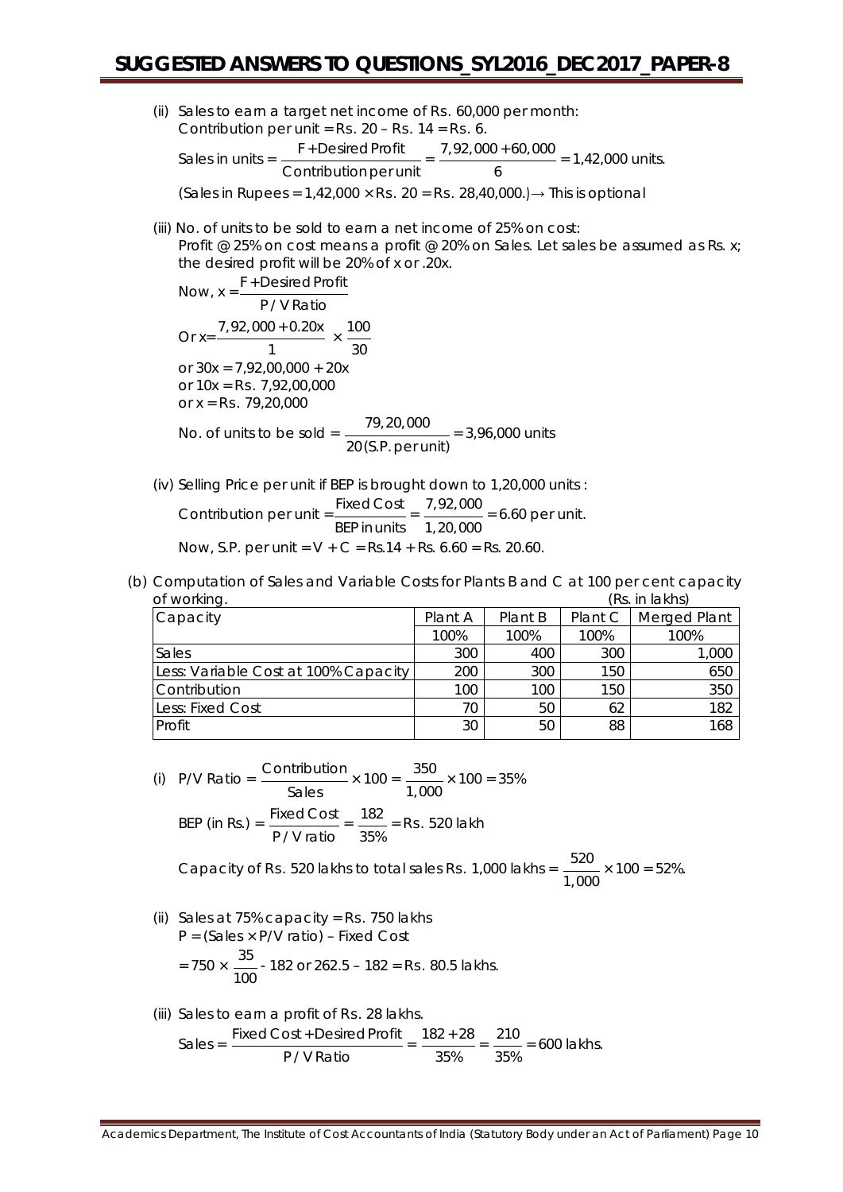(ii) Sales to earn a target net income of Rs. 60,000 per month:
Contribution per unit = Rs. 20 – Rs. 14 = Rs. 6.

$$\text{Sales in units} = \frac{\text{F + Desired Profit}}{\text{Contribution per unit}} = \frac{7,92,000 + 60,000}{6} = 1,42,000 \text{ units.}$$

(Sales in Rupees = 1,42,000 × Rs. 20 = Rs. 28,40,000.) → This is optional

(iii) No. of units to be sold to earn a net income of 25% on cost:
Profit @ 25% on cost means a profit @ 20% on Sales. Let sales be assumed as Rs. x; the desired profit will be 20% of x or .20x.

$$\text{Now, } x = \frac{\text{F + Desired Profit}}{\text{P / V Ratio}}$$

$$\text{Or } x = \frac{7,92,000 + 0.20x}{1} \times \frac{100}{30}$$

or 30x = 7,92,00,000 + 20x
or 10x = Rs. 7,92,00,000
or x = Rs. 79,20,000

$$\text{No. of units to be sold} = \frac{79,20,000}{20 \text{(S.P. per unit)}} = 3,96,000 \text{ units}$$

(iv) Selling Price per unit if BEP is brought down to 1,20,000 units :

$$\text{Contribution per unit} = \frac{\text{Fixed Cost}}{\text{BEP in units}} = \frac{7,92,000}{1,20,000} = 6.60 \text{ per unit.}$$

Now, S.P. per unit = V + C = Rs.14 + Rs. 6.60 = Rs. 20.60.

(b) Computation of Sales and Variable Costs for Plants B and C at 100 per cent capacity of working. (Rs. in lakhs)

| Capacity | Plant A | Plant B | Plant C | Merged Plant |
|---|---|---|---|---|
| | 100% | 100% | 100% | 100% |
| Sales | 300 | 400 | 300 | 1,000 |
| Less: Variable Cost at 100% Capacity | 200 | 300 | 150 | 650 |
| Contribution | 100 | 100 | 150 | 350 |
| Less: Fixed Cost | 70 | 50 | 62 | 182 |
| Profit | 30 | 50 | 88 | 168 |

(i) $$\text{P/V Ratio} = \frac{\text{Contribution}}{\text{Sales}} \times 100 = \frac{350}{1,000} \times 100 = 35\%$$

$$\text{BEP (in Rs.)} = \frac{\text{Fixed Cost}}{\text{P / V ratio}} = \frac{182}{35\%} = \text{Rs. 520 lakh}$$

$$\text{Capacity of Rs. 520 lakhs to total sales Rs. 1,000 lakhs} = \frac{520}{1,000} \times 100 = 52\%.$$

(ii) Sales at 75% capacity = Rs. 750 lakhs
P = (Sales × P/V ratio) – Fixed Cost

$$= 750 \times \frac{35}{100} - 182 \text{ or } 262.5 - 182 = \text{Rs. 80.5 lakhs.}$$

(iii) Sales to earn a profit of Rs. 28 lakhs.

$$\text{Sales} = \frac{\text{Fixed Cost + Desired Profit}}{\text{P / V Ratio}} = \frac{182 + 28}{35\%} = \frac{210}{35\%} = 600 \text{ lakhs.}$$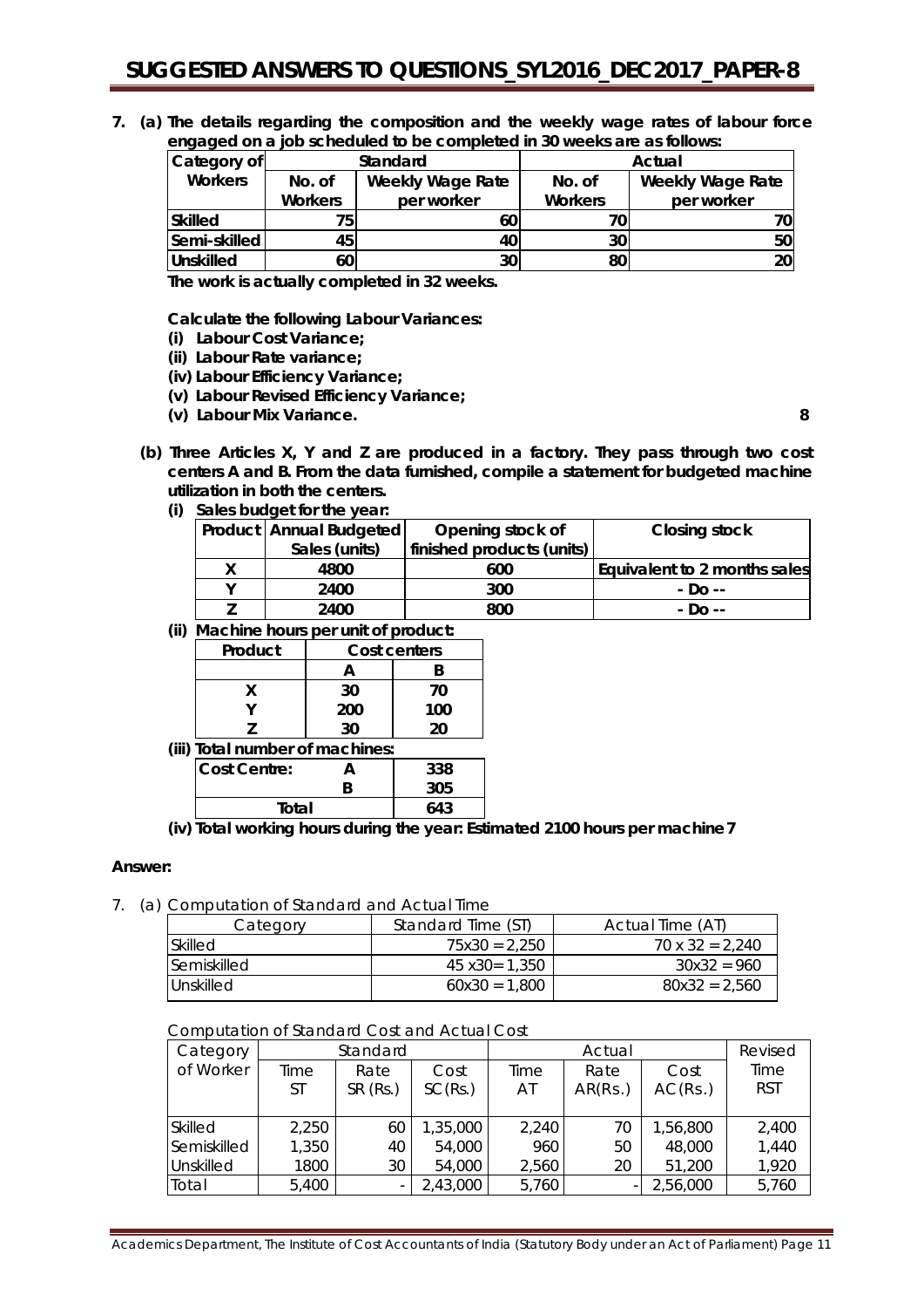**7. (a) The details regarding the composition and the weekly wage rates of labour force engaged on a job scheduled to be completed in 30 weeks are as follows:**

| Category of Workers | Standard | | Actual | |
|---|---|---|---|---|
| | No. of Workers | Weekly Wage Rate per worker | No. of Workers | Weekly Wage Rate per worker |
| Skilled | 75 | 60 | 70 | 70 |
| Semi-skilled | 45 | 40 | 30 | 50 |
| Unskilled | 60 | 30 | 80 | 20 |

**The work is actually completed in 32 weeks.**

**Calculate the following Labour Variances:**

**(i) Labour Cost Variance;**

**(ii) Labour Rate variance;**

**(iv) Labour Efficiency Variance;**

**(v) Labour Revised Efficiency Variance;**

**(v) Labour Mix Variance.** **8**

**(b) Three Articles X, Y and Z are produced in a factory. They pass through two cost centers A and B. From the data furnished, compile a statement for budgeted machine utilization in both the centers.**

**(i) Sales budget for the year:**

| Product | Annual Budgeted Sales (units) | Opening stock of finished products (units) | Closing stock |
|---|---|---|---|
| X | 4800 | 600 | Equivalent to 2 months sales |
| Y | 2400 | 300 | - Do -- |
| Z | 2400 | 800 | - Do -- |

**(ii) Machine hours per unit of product:**

| Product | Cost centers | |
|---|---|---|
| | A | B |
| X | 30 | 70 |
| Y | 200 | 100 |
| Z | 30 | 20 |

**(iii) Total number of machines:**

| Cost Centre: | | |
|---|---|---|
| | A | 338 |
| | B | 305 |
| Total | | 643 |

**(iv) Total working hours during the year: Estimated 2100 hours per machine 7**

**Answer:**

7. (a) Computation of Standard and Actual Time

| Category | Standard Time (ST) | Actual Time (AT) |
|---|---|---|
| Skilled | 75x30 = 2,250 | 70 x 32 = 2,240 |
| Semiskilled | 45 x30= 1,350 | 30x32 = 960 |
| Unskilled | 60x30 = 1,800 | 80x32 = 2,560 |

Computation of Standard Cost and Actual Cost

| Category of Worker | Standard | | | Actual | | | Revised |
|---|---|---|---|---|---|---|---|
| | Time ST | Rate SR (Rs.) | Cost SC(Rs.) | Time AT | Rate AR(Rs.) | Cost AC(Rs.) | Time RST |
| Skilled | 2,250 | 60 | 1,35,000 | 2,240 | 70 | 1,56,800 | 2,400 |
| Semiskilled | 1,350 | 40 | 54,000 | 960 | 50 | 48,000 | 1,440 |
| Unskilled | 1800 | 30 | 54,000 | 2,560 | 20 | 51,200 | 1,920 |
| Total | 5,400 | - | 2,43,000 | 5,760 | - | 2,56,000 | 5,760 |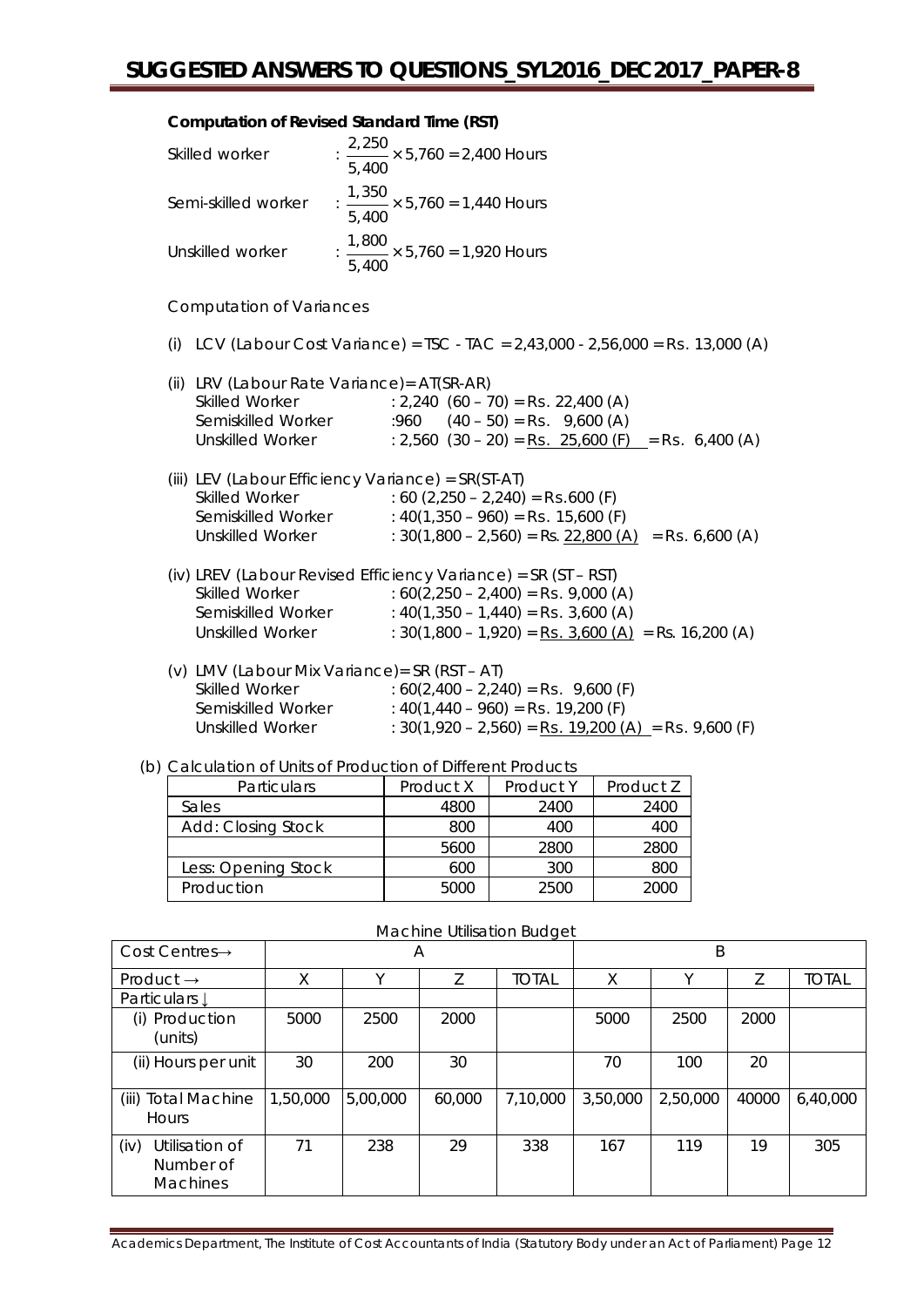**Computation of Revised Standard Time (RST)**

Skilled worker : $\frac{2,250}{5,400} \times 5,760 = 2,400$ Hours

Semi-skilled worker : $\frac{1,350}{5,400} \times 5,760 = 1,440$ Hours

Unskilled worker : $\frac{1,800}{5,400} \times 5,760 = 1,920$ Hours

Computation of Variances

(i) LCV (Labour Cost Variance) = TSC - TAC = 2,43,000 - 2,56,000 = Rs. 13,000 (A)

(ii) LRV (Labour Rate Variance)= AT(SR-AR)

Skilled Worker : 2,240 (60 – 70) = Rs. 22,400 (A)
Semiskilled Worker :960 (40 – 50) = Rs. 9,600 (A)
Unskilled Worker : 2,560 (30 – 20) = Rs. 25,600 (F) = Rs. 6,400 (A)

(iii) LEV (Labour Efficiency Variance) = SR(ST-AT)

Skilled Worker : 60 (2,250 – 2,240) = Rs.600 (F)
Semiskilled Worker : 40(1,350 – 960) = Rs. 15,600 (F)
Unskilled Worker : 30(1,800 – 2,560) = Rs. 22,800 (A) = Rs. 6,600 (A)

(iv) LREV (Labour Revised Efficiency Variance) = SR (ST – RST)

Skilled Worker : 60(2,250 – 2,400) = Rs. 9,000 (A)
Semiskilled Worker : 40(1,350 – 1,440) = Rs. 3,600 (A)
Unskilled Worker : 30(1,800 – 1,920) = Rs. 3,600 (A) = Rs. 16,200 (A)

(v) LMV (Labour Mix Variance)= SR (RST – AT)

Skilled Worker : 60(2,400 – 2,240) = Rs. 9,600 (F)
Semiskilled Worker : 40(1,440 – 960) = Rs. 19,200 (F)
Unskilled Worker : 30(1,920 – 2,560) = Rs. 19,200 (A) = Rs. 9,600 (F)

(b) Calculation of Units of Production of Different Products

| Particulars | Product X | Product Y | Product Z |
|---|---|---|---|
| Sales | 4800 | 2400 | 2400 |
| Add: Closing Stock | 800 | 400 | 400 |
| | 5600 | 2800 | 2800 |
| Less: Opening Stock | 600 | 300 | 800 |
| Production | 5000 | 2500 | 2000 |

Machine Utilisation Budget

| Cost Centres→ | A | | | | B | | | |
|---|---|---|---|---|---|---|---|---|
| Product → | X | Y | Z | TOTAL | X | Y | Z | TOTAL |
| Particulars ↓ | | | | | | | | |
| (i) Production (units) | 5000 | 2500 | 2000 | | 5000 | 2500 | 2000 | |
| (ii) Hours per unit | 30 | 200 | 30 | | 70 | 100 | 20 | |
| (iii) Total Machine Hours | 1,50,000 | 5,00,000 | 60,000 | 7,10,000 | 3,50,000 | 2,50,000 | 40000 | 6,40,000 |
| (iv) Utilisation of Number of Machines | 71 | 238 | 29 | 338 | 167 | 119 | 19 | 305 |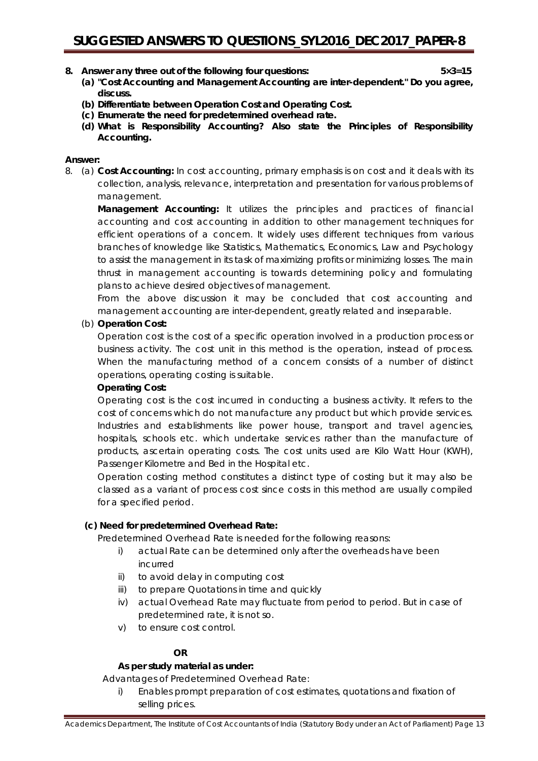**8. Answer any three out of the following four questions: 5×3=15**

**(a) "Cost Accounting and Management Accounting are inter-dependent." Do you agree, discuss.**

**(b) Differentiate between Operation Cost and Operating Cost.**

**(c) Enumerate the need for predetermined overhead rate.**

**(d) What is Responsibility Accounting? Also state the Principles of Responsibility Accounting.**

**Answer:**

8. (a) **Cost Accounting:** In cost accounting, primary emphasis is on cost and it deals with its collection, analysis, relevance, interpretation and presentation for various problems of management.

**Management Accounting:** It utilizes the principles and practices of financial accounting and cost accounting in addition to other management techniques for efficient operations of a concern. It widely uses different techniques from various branches of knowledge like Statistics, Mathematics, Economics, Law and Psychology to assist the management in its task of maximizing profits or minimizing losses. The main thrust in management accounting is towards determining policy and formulating plans to achieve desired objectives of management.

From the above discussion it may be concluded that cost accounting and management accounting are inter-dependent, greatly related and inseparable.

(b) **Operation Cost:**

Operation cost is the cost of a specific operation involved in a production process or business activity. The cost unit in this method is the operation, instead of process. When the manufacturing method of a concern consists of a number of distinct operations, operating costing is suitable.

**Operating Cost:**

Operating cost is the cost incurred in conducting a business activity. It refers to the cost of concerns which do not manufacture any product but which provide services. Industries and establishments like power house, transport and travel agencies, hospitals, schools etc. which undertake services rather than the manufacture of products, ascertain operating costs. The cost units used are Kilo Watt Hour (KWH), Passenger Kilometre and Bed in the Hospital etc.

Operation costing method constitutes a distinct type of costing but it may also be classed as a variant of process cost since costs in this method are usually compiled for a specified period.

**(c) Need for predetermined Overhead Rate:**

Predetermined Overhead Rate is needed for the following reasons:

i) actual Rate can be determined only after the overheads have been incurred
ii) to avoid delay in computing cost
iii) to prepare Quotations in time and quickly
iv) actual Overhead Rate may fluctuate from period to period. But in case of predetermined rate, it is not so.
v) to ensure cost control.

**OR**

**As per study material as under:**

Advantages of Predetermined Overhead Rate:

i) Enables prompt preparation of cost estimates, quotations and fixation of selling prices.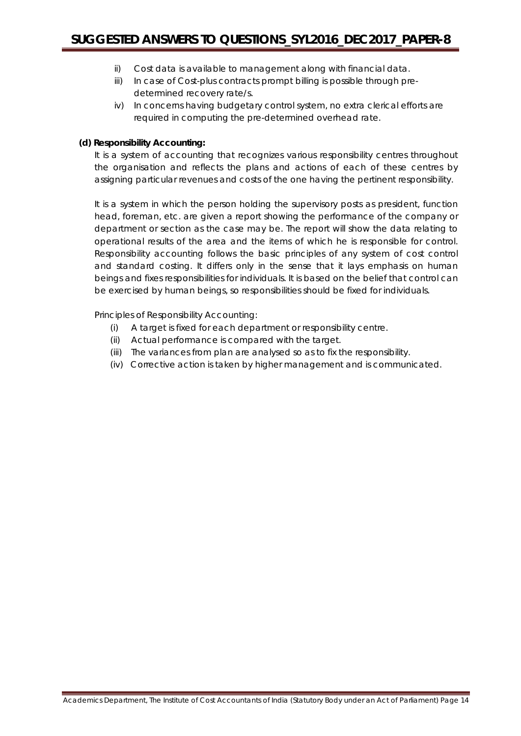ii) Cost data is available to management along with financial data.
iii) In case of Cost-plus contracts prompt billing is possible through pre-determined recovery rate/s.
iv) In concerns having budgetary control system, no extra clerical efforts are required in computing the pre-determined overhead rate.

**(d) Responsibility Accounting:**

It is a system of accounting that recognizes various responsibility centres throughout the organisation and reflects the plans and actions of each of these centres by assigning particular revenues and costs of the one having the pertinent responsibility.

It is a system in which the person holding the supervisory posts as president, function head, foreman, etc. are given a report showing the performance of the company or department or section as the case may be. The report will show the data relating to operational results of the area and the items of which he is responsible for control. Responsibility accounting follows the basic principles of any system of cost control and standard costing. It differs only in the sense that it lays emphasis on human beings and fixes responsibilities for individuals. It is based on the belief that control can be exercised by human beings, so responsibilities should be fixed for individuals.

Principles of Responsibility Accounting:

(i) A target is fixed for each department or responsibility centre.
(ii) Actual performance is compared with the target.
(iii) The variances from plan are analysed so as to fix the responsibility.
(iv) Corrective action is taken by higher management and is communicated.